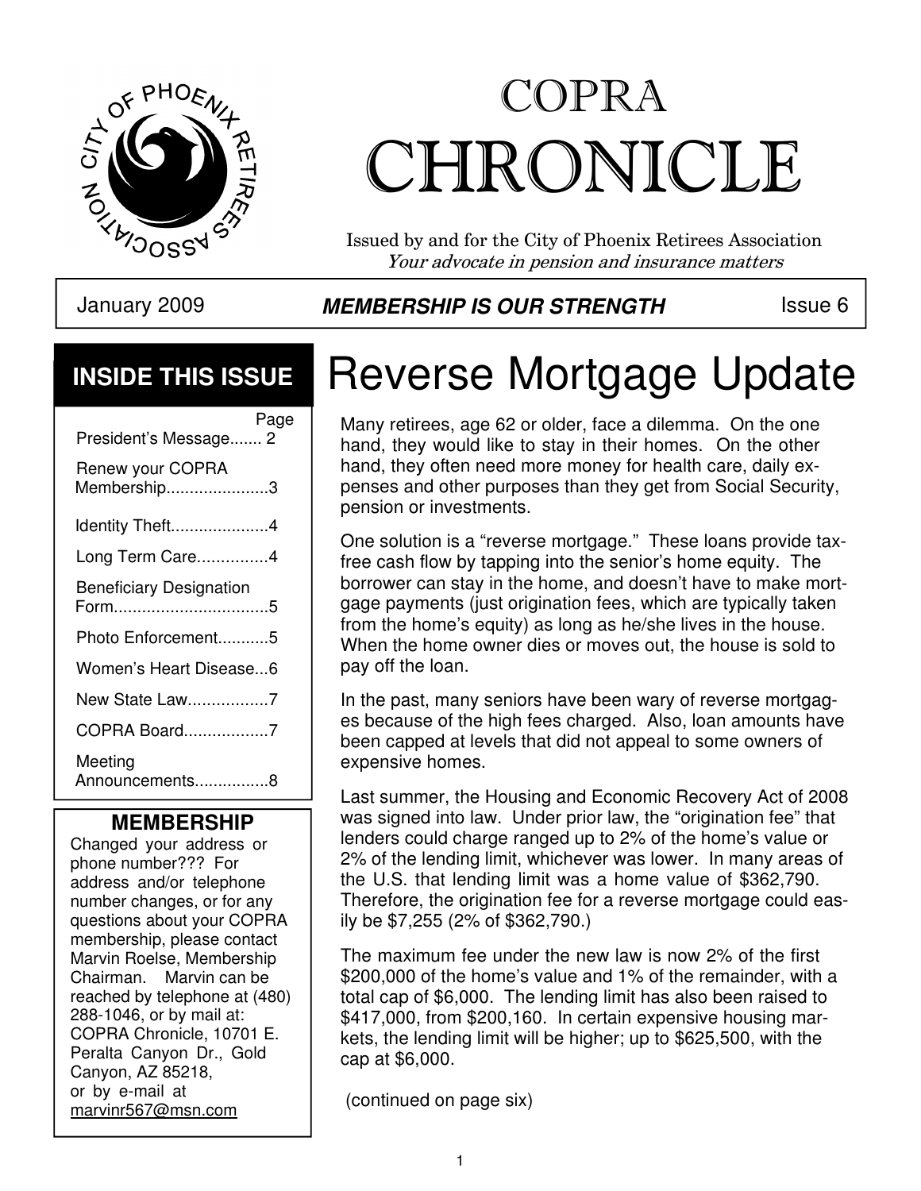# COPRA CHRONICLE

Issued by and for the City of Phoenix Retirees Association

*Your advocate in pension and insurance matters*

January 2009 **MEMBERSHIP IS OUR STRENGTH** Issue 6

## INSIDE THIS ISSUE

| | Page |
|---|---|
| President's Message | 2 |
| Renew your COPRA Membership | 3 |
| Identity Theft | 4 |
| Long Term Care | 4 |
| Beneficiary Designation Form | 5 |
| Photo Enforcement | 5 |
| Women's Heart Disease | 6 |
| New State Law | 7 |
| COPRA Board | 7 |
| Meeting Announcements | 8 |

## MEMBERSHIP

Changed your address or phone number??? For address and/or telephone number changes, or for any questions about your COPRA membership, please contact Marvin Roelse, Membership Chairman. Marvin can be reached by telephone at (480) 288-1046, or by mail at: COPRA Chronicle, 10701 E. Peralta Canyon Dr., Gold Canyon, AZ 85218, or by e-mail at marvinr567@msn.com

# Reverse Mortgage Update

Many retirees, age 62 or older, face a dilemma. On the one hand, they would like to stay in their homes. On the other hand, they often need more money for health care, daily expenses and other purposes than they get from Social Security, pension or investments.

One solution is a "reverse mortgage." These loans provide tax-free cash flow by tapping into the senior's home equity. The borrower can stay in the home, and doesn't have to make mortgage payments (just origination fees, which are typically taken from the home's equity) as long as he/she lives in the house. When the home owner dies or moves out, the house is sold to pay off the loan.

In the past, many seniors have been wary of reverse mortgages because of the high fees charged. Also, loan amounts have been capped at levels that did not appeal to some owners of expensive homes.

Last summer, the Housing and Economic Recovery Act of 2008 was signed into law. Under prior law, the "origination fee" that lenders could charge ranged up to 2% of the home's value or 2% of the lending limit, whichever was lower. In many areas of the U.S. that lending limit was a home value of $362,790. Therefore, the origination fee for a reverse mortgage could easily be $7,255 (2% of $362,790.)

The maximum fee under the new law is now 2% of the first $200,000 of the home's value and 1% of the remainder, with a total cap of $6,000. The lending limit has also been raised to $417,000, from $200,160. In certain expensive housing markets, the lending limit will be higher; up to $625,500, with the cap at $6,000.

(continued on page six)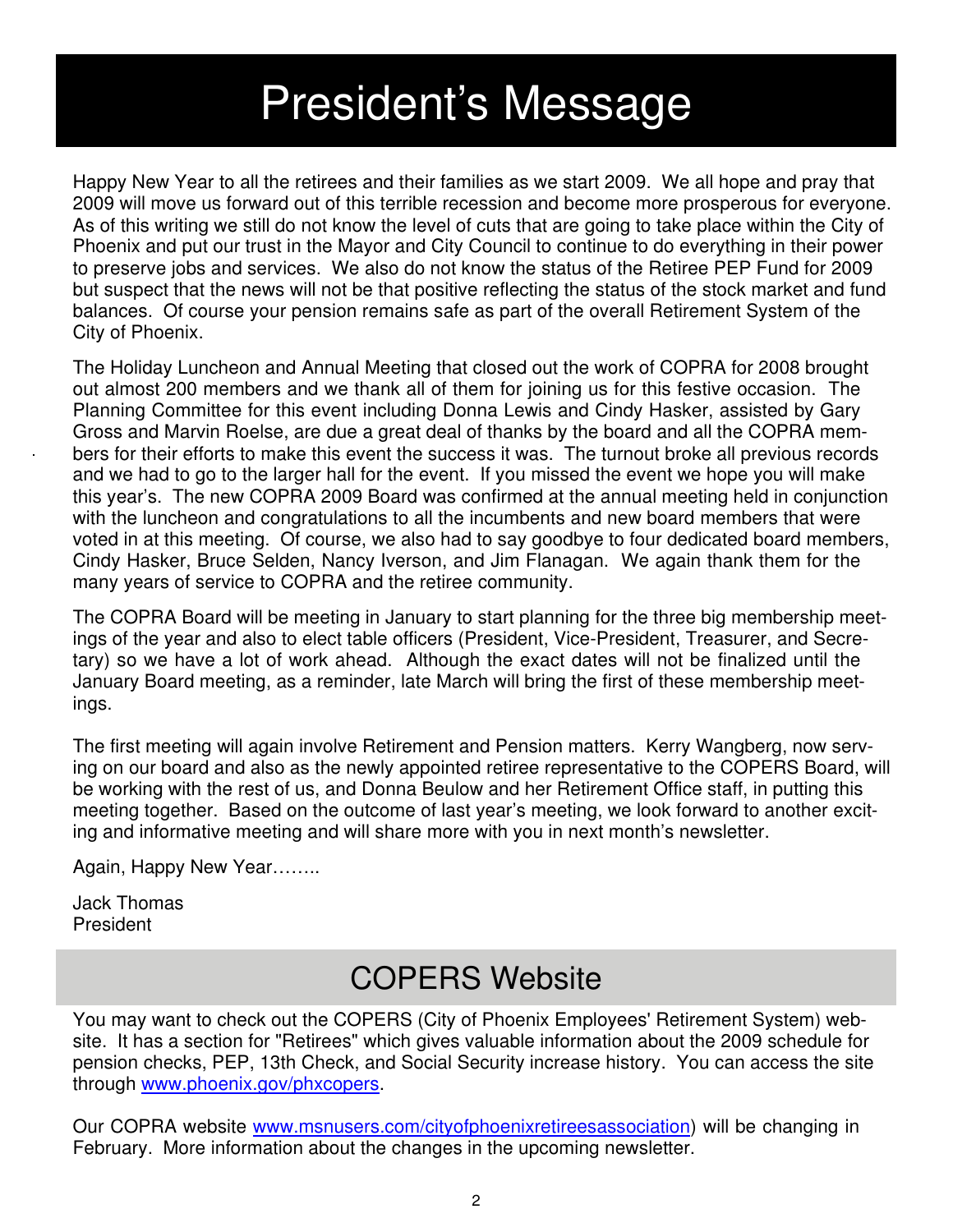# President's Message

Happy New Year to all the retirees and their families as we start 2009. We all hope and pray that 2009 will move us forward out of this terrible recession and become more prosperous for everyone. As of this writing we still do not know the level of cuts that are going to take place within the City of Phoenix and put our trust in the Mayor and City Council to continue to do everything in their power to preserve jobs and services. We also do not know the status of the Retiree PEP Fund for 2009 but suspect that the news will not be that positive reflecting the status of the stock market and fund balances. Of course your pension remains safe as part of the overall Retirement System of the City of Phoenix.

The Holiday Luncheon and Annual Meeting that closed out the work of COPRA for 2008 brought out almost 200 members and we thank all of them for joining us for this festive occasion. The Planning Committee for this event including Donna Lewis and Cindy Hasker, assisted by Gary Gross and Marvin Roelse, are due a great deal of thanks by the board and all the COPRA members for their efforts to make this event the success it was. The turnout broke all previous records and we had to go to the larger hall for the event. If you missed the event we hope you will make this year's. The new COPRA 2009 Board was confirmed at the annual meeting held in conjunction with the luncheon and congratulations to all the incumbents and new board members that were voted in at this meeting. Of course, we also had to say goodbye to four dedicated board members, Cindy Hasker, Bruce Selden, Nancy Iverson, and Jim Flanagan. We again thank them for the many years of service to COPRA and the retiree community.

The COPRA Board will be meeting in January to start planning for the three big membership meetings of the year and also to elect table officers (President, Vice-President, Treasurer, and Secretary) so we have a lot of work ahead. Although the exact dates will not be finalized until the January Board meeting, as a reminder, late March will bring the first of these membership meetings.

The first meeting will again involve Retirement and Pension matters. Kerry Wangberg, now serving on our board and also as the newly appointed retiree representative to the COPERS Board, will be working with the rest of us, and Donna Beulow and her Retirement Office staff, in putting this meeting together. Based on the outcome of last year's meeting, we look forward to another exciting and informative meeting and will share more with you in next month's newsletter.

Again, Happy New Year……..

Jack Thomas
President

## COPERS Website

You may want to check out the COPERS (City of Phoenix Employees' Retirement System) website. It has a section for "Retirees" which gives valuable information about the 2009 schedule for pension checks, PEP, 13th Check, and Social Security increase history. You can access the site through www.phoenix.gov/phxcopers.

Our COPRA website www.msnusers.com/cityofphoenixretireesassociation) will be changing in February. More information about the changes in the upcoming newsletter.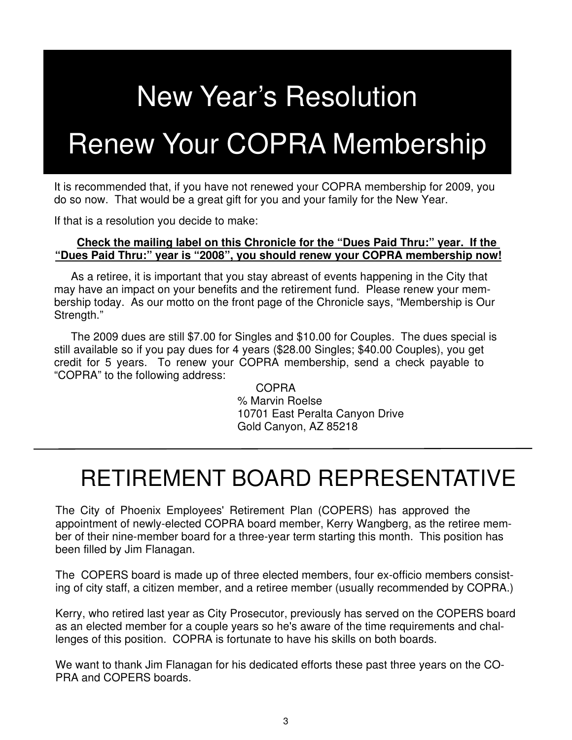# New Year's Resolution

# Renew Your COPRA Membership

It is recommended that, if you have not renewed your COPRA membership for 2009, you do so now. That would be a great gift for you and your family for the New Year.

If that is a resolution you decide to make:

**Check the mailing label on this Chronicle for the "Dues Paid Thru:" year. If the "Dues Paid Thru:" year is "2008", you should renew your COPRA membership now!**

As a retiree, it is important that you stay abreast of events happening in the City that may have an impact on your benefits and the retirement fund. Please renew your membership today. As our motto on the front page of the Chronicle says, "Membership is Our Strength."

The 2009 dues are still $7.00 for Singles and $10.00 for Couples. The dues special is still available so if you pay dues for 4 years ($28.00 Singles; $40.00 Couples), you get credit for 5 years. To renew your COPRA membership, send a check payable to "COPRA" to the following address:

COPRA
% Marvin Roelse
10701 East Peralta Canyon Drive
Gold Canyon, AZ 85218

---

# RETIREMENT BOARD REPRESENTATIVE

The City of Phoenix Employees' Retirement Plan (COPERS) has approved the appointment of newly-elected COPRA board member, Kerry Wangberg, as the retiree member of their nine-member board for a three-year term starting this month. This position has been filled by Jim Flanagan.

The COPERS board is made up of three elected members, four ex-officio members consisting of city staff, a citizen member, and a retiree member (usually recommended by COPRA.)

Kerry, who retired last year as City Prosecutor, previously has served on the COPERS board as an elected member for a couple years so he's aware of the time requirements and challenges of this position. COPRA is fortunate to have his skills on both boards.

We want to thank Jim Flanagan for his dedicated efforts these past three years on the COPRA and COPERS boards.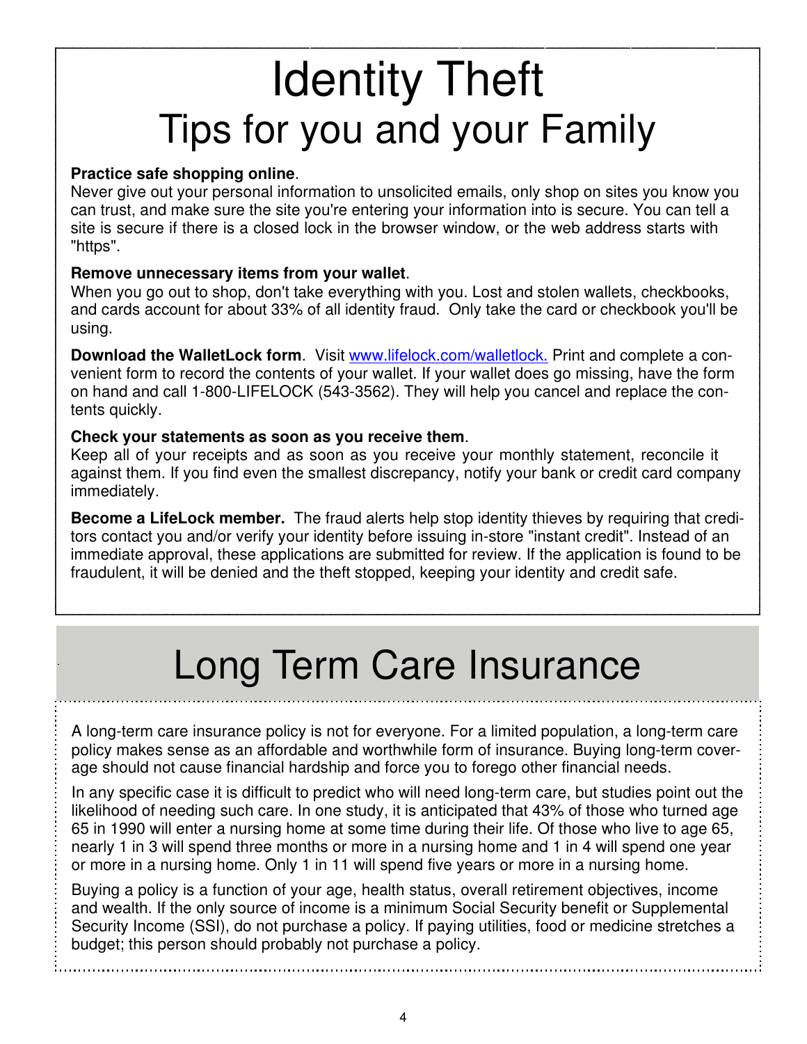# Identity Theft
## Tips for you and your Family

**Practice safe shopping online**.
Never give out your personal information to unsolicited emails, only shop on sites you know you can trust, and make sure the site you're entering your information into is secure. You can tell a site is secure if there is a closed lock in the browser window, or the web address starts with "https".

**Remove unnecessary items from your wallet**.
When you go out to shop, don't take everything with you. Lost and stolen wallets, checkbooks, and cards account for about 33% of all identity fraud. Only take the card or checkbook you'll be using.

**Download the WalletLock form**. Visit www.lifelock.com/walletlock. Print and complete a convenient form to record the contents of your wallet. If your wallet does go missing, have the form on hand and call 1-800-LIFELOCK (543-3562). They will help you cancel and replace the contents quickly.

**Check your statements as soon as you receive them**.
Keep all of your receipts and as soon as you receive your monthly statement, reconcile it against them. If you find even the smallest discrepancy, notify your bank or credit card company immediately.

**Become a LifeLock member.** The fraud alerts help stop identity thieves by requiring that creditors contact you and/or verify your identity before issuing in-store "instant credit". Instead of an immediate approval, these applications are submitted for review. If the application is found to be fraudulent, it will be denied and the theft stopped, keeping your identity and credit safe.

# Long Term Care Insurance

A long-term care insurance policy is not for everyone. For a limited population, a long-term care policy makes sense as an affordable and worthwhile form of insurance. Buying long-term coverage should not cause financial hardship and force you to forego other financial needs.

In any specific case it is difficult to predict who will need long-term care, but studies point out the likelihood of needing such care. In one study, it is anticipated that 43% of those who turned age 65 in 1990 will enter a nursing home at some time during their life. Of those who live to age 65, nearly 1 in 3 will spend three months or more in a nursing home and 1 in 4 will spend one year or more in a nursing home. Only 1 in 11 will spend five years or more in a nursing home.

Buying a policy is a function of your age, health status, overall retirement objectives, income and wealth. If the only source of income is a minimum Social Security benefit or Supplemental Security Income (SSI), do not purchase a policy. If paying utilities, food or medicine stretches a budget; this person should probably not purchase a policy.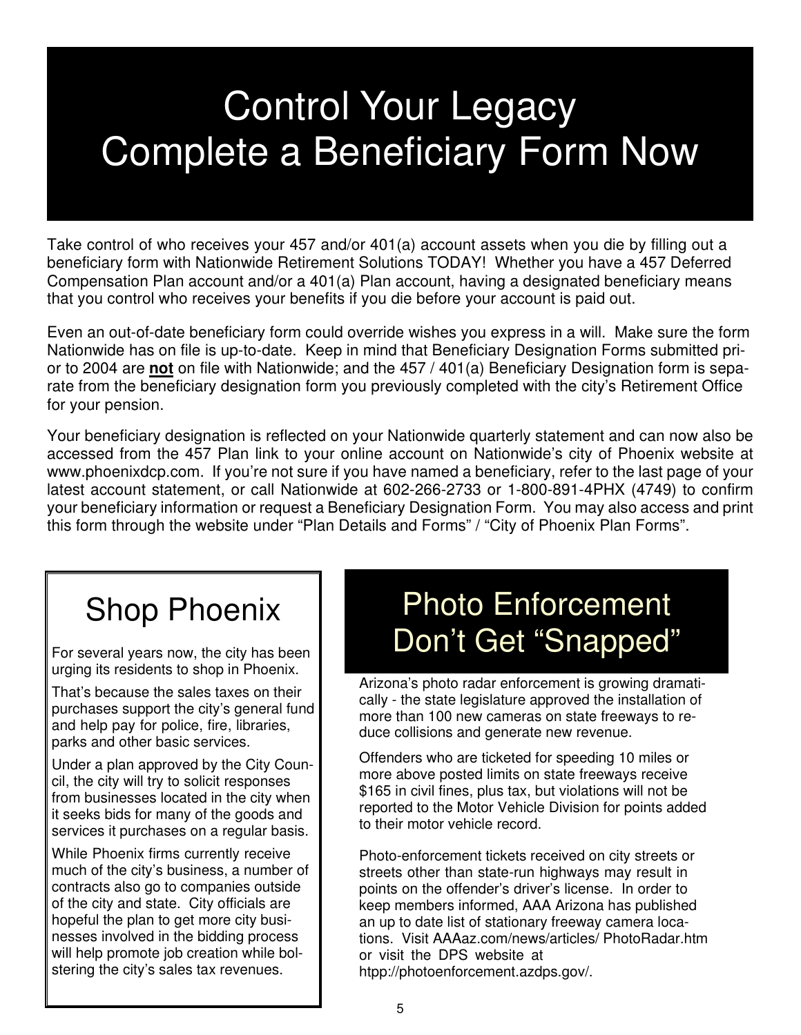# Control Your Legacy
# Complete a Beneficiary Form Now

Take control of who receives your 457 and/or 401(a) account assets when you die by filling out a beneficiary form with Nationwide Retirement Solutions TODAY! Whether you have a 457 Deferred Compensation Plan account and/or a 401(a) Plan account, having a designated beneficiary means that you control who receives your benefits if you die before your account is paid out.

Even an out-of-date beneficiary form could override wishes you express in a will. Make sure the form Nationwide has on file is up-to-date. Keep in mind that Beneficiary Designation Forms submitted prior to 2004 are **not** on file with Nationwide; and the 457 / 401(a) Beneficiary Designation form is separate from the beneficiary designation form you previously completed with the city's Retirement Office for your pension.

Your beneficiary designation is reflected on your Nationwide quarterly statement and can now also be accessed from the 457 Plan link to your online account on Nationwide's city of Phoenix website at www.phoenixdcp.com. If you're not sure if you have named a beneficiary, refer to the last page of your latest account statement, or call Nationwide at 602-266-2733 or 1-800-891-4PHX (4749) to confirm your beneficiary information or request a Beneficiary Designation Form. You may also access and print this form through the website under "Plan Details and Forms" / "City of Phoenix Plan Forms".

## Shop Phoenix

For several years now, the city has been urging its residents to shop in Phoenix.

That's because the sales taxes on their purchases support the city's general fund and help pay for police, fire, libraries, parks and other basic services.

Under a plan approved by the City Council, the city will try to solicit responses from businesses located in the city when it seeks bids for many of the goods and services it purchases on a regular basis.

While Phoenix firms currently receive much of the city's business, a number of contracts also go to companies outside of the city and state. City officials are hopeful the plan to get more city businesses involved in the bidding process will help promote job creation while bolstering the city's sales tax revenues.

## Photo Enforcement Don't Get "Snapped"

Arizona's photo radar enforcement is growing dramatically - the state legislature approved the installation of more than 100 new cameras on state freeways to reduce collisions and generate new revenue.

Offenders who are ticketed for speeding 10 miles or more above posted limits on state freeways receive $165 in civil fines, plus tax, but violations will not be reported to the Motor Vehicle Division for points added to their motor vehicle record.

Photo-enforcement tickets received on city streets or streets other than state-run highways may result in points on the offender's driver's license. In order to keep members informed, AAA Arizona has published an up to date list of stationary freeway camera locations. Visit AAAaz.com/news/articles/ PhotoRadar.htm or visit the DPS website at htpp://photoenforcement.azdps.gov/.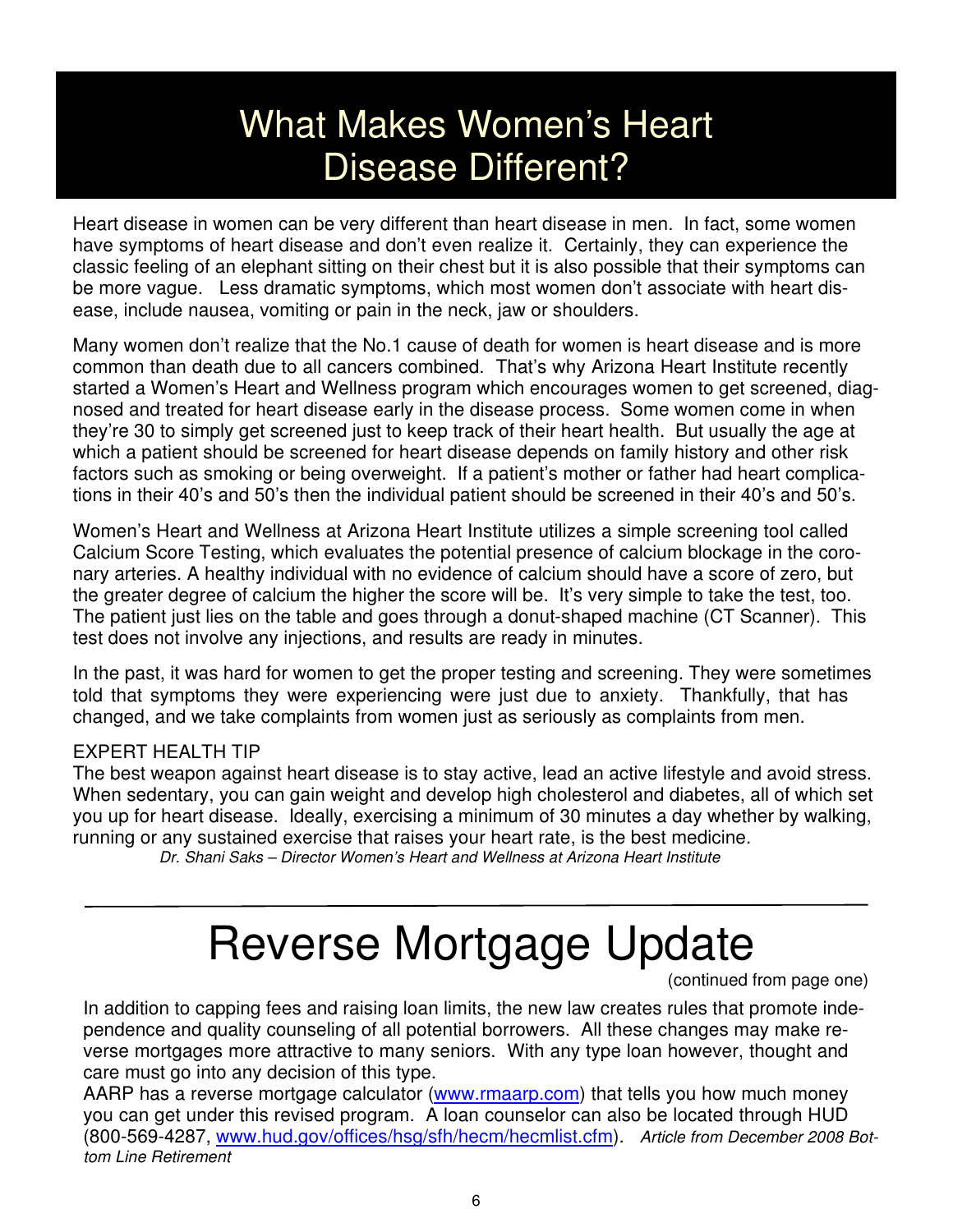# What Makes Women's Heart Disease Different?

Heart disease in women can be very different than heart disease in men. In fact, some women have symptoms of heart disease and don't even realize it. Certainly, they can experience the classic feeling of an elephant sitting on their chest but it is also possible that their symptoms can be more vague. Less dramatic symptoms, which most women don't associate with heart disease, include nausea, vomiting or pain in the neck, jaw or shoulders.

Many women don't realize that the No.1 cause of death for women is heart disease and is more common than death due to all cancers combined. That's why Arizona Heart Institute recently started a Women's Heart and Wellness program which encourages women to get screened, diagnosed and treated for heart disease early in the disease process. Some women come in when they're 30 to simply get screened just to keep track of their heart health. But usually the age at which a patient should be screened for heart disease depends on family history and other risk factors such as smoking or being overweight. If a patient's mother or father had heart complications in their 40's and 50's then the individual patient should be screened in their 40's and 50's.

Women's Heart and Wellness at Arizona Heart Institute utilizes a simple screening tool called Calcium Score Testing, which evaluates the potential presence of calcium blockage in the coronary arteries. A healthy individual with no evidence of calcium should have a score of zero, but the greater degree of calcium the higher the score will be. It's very simple to take the test, too. The patient just lies on the table and goes through a donut-shaped machine (CT Scanner). This test does not involve any injections, and results are ready in minutes.

In the past, it was hard for women to get the proper testing and screening. They were sometimes told that symptoms they were experiencing were just due to anxiety. Thankfully, that has changed, and we take complaints from women just as seriously as complaints from men.

EXPERT HEALTH TIP
The best weapon against heart disease is to stay active, lead an active lifestyle and avoid stress. When sedentary, you can gain weight and develop high cholesterol and diabetes, all of which set you up for heart disease. Ideally, exercising a minimum of 30 minutes a day whether by walking, running or any sustained exercise that raises your heart rate, is the best medicine.

*Dr. Shani Saks – Director Women's Heart and Wellness at Arizona Heart Institute*

---

# Reverse Mortgage Update

(continued from page one)

In addition to capping fees and raising loan limits, the new law creates rules that promote independence and quality counseling of all potential borrowers. All these changes may make reverse mortgages more attractive to many seniors. With any type loan however, thought and care must go into any decision of this type.

AARP has a reverse mortgage calculator (www.rmaarp.com) that tells you how much money you can get under this revised program. A loan counselor can also be located through HUD (800-569-4287, www.hud.gov/offices/hsg/sfh/hecm/hecmlist.cfm). *Article from December 2008 Bottom Line Retirement*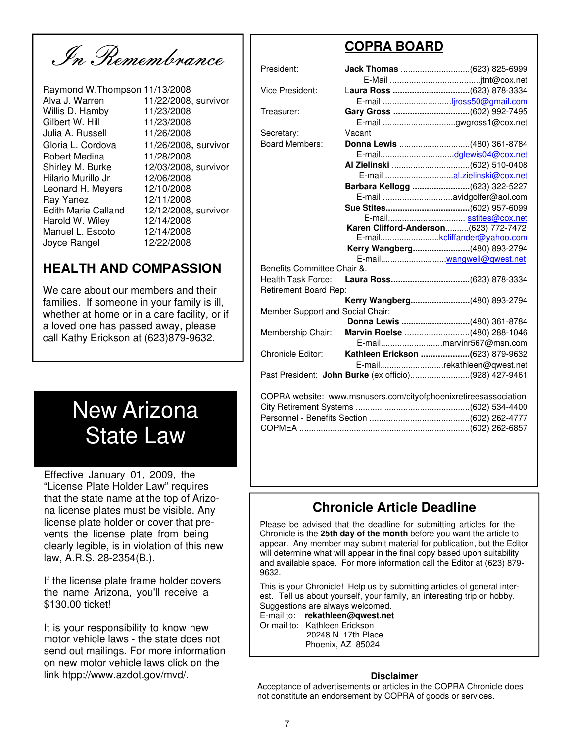# In Remembrance

| | |
|---|---|
| Raymond W.Thompson | 11/13/2008 |
| Alva J. Warren | 11/22/2008, survivor |
| Willis D. Hamby | 11/23/2008 |
| Gilbert W. Hill | 11/23/2008 |
| Julia A. Russell | 11/26/2008 |
| Gloria L. Cordova | 11/26/2008, survivor |
| Robert Medina | 11/28/2008 |
| Shirley M. Burke | 12/03/2008, survivor |
| Hilario Murillo Jr | 12/06/2008 |
| Leonard H. Meyers | 12/10/2008 |
| Ray Yanez | 12/11/2008 |
| Edith Marie Calland | 12/12/2008, survivor |
| Harold W. Wiley | 12/14/2008 |
| Manuel L. Escoto | 12/14/2008 |
| Joyce Rangel | 12/22/2008 |

## HEALTH AND COMPASSION

We care about our members and their families. If someone in your family is ill, whether at home or in a care facility, or if a loved one has passed away, please call Kathy Erickson at (623)879-9632.

# New Arizona State Law

Effective January 01, 2009, the "License Plate Holder Law" requires that the state name at the top of Arizona license plates must be visible. Any license plate holder or cover that prevents the license plate from being clearly legible, is in violation of this new law, A.R.S. 28-2354(B.).

If the license plate frame holder covers the name Arizona, you'll receive a $130.00 ticket!

It is your responsibility to know new motor vehicle laws - the state does not send out mailings. For more information on new motor vehicle laws click on the link htpp://www.azdot.gov/mvd/.

## COPRA BOARD

President: **Jack Thomas** .............................(623) 825-6999
E-Mail .....................................jtnt@cox.net

Vice President: **Laura Ross** ...............................(623) 878-3334
E-mail ............................ljross50@gmail.com

Treasurer: **Gary Gross** ...............................(602) 992-7495
E-mail ..............................gwgross1@cox.net

Secretary: Vacant

Board Members:
**Donna Lewis** .............................(480) 361-8784
E-mail..............................dglewis04@cox.net

**Al Zielinski** ................................(602) 510-0408
E-mail ............................al.zielinski@cox.net

**Barbara Kellogg** .......................(623) 322-5227
E-mail ............................avidgolfer@aol.com

**Sue Stites**..................................(602) 957-6099
E-mail................................ sstites@cox.net

**Karen Clifford-Anderson**..........(623) 772-7472
E-mail........................kcliffander@yahoo.com

**Kerry Wangberg**.......................(480) 893-2794
E-mail...........................wangwell@qwest.net

Benefits Committee Chair &.
Health Task Force: **Laura Ross**................................(623) 878-3334

Retirement Board Rep:
**Kerry Wangberg**.........................(480) 893-2794

Member Support and Social Chair:
**Donna Lewis** ............................(480) 361-8784

Membership Chair: **Marvin Roelse** ...........................(480) 288-1046
E-mail..........................marvinr567@msn.com

Chronicle Editor: **Kathleen Erickson** ....................(623) 879-9632
E-mail..........................rekathleen@qwest.net

Past President: **John Burke** (ex officio).........................(928) 427-9461

COPRA website: www.msnusers.com/cityofphoenixretireesassociation
City Retirement Systems ...............................................(602) 534-4400
Personnel - Benefits Section ..........................................(602) 262-4777
COPMEA .......................................................................(602) 262-6857

## Chronicle Article Deadline

Please be advised that the deadline for submitting articles for the Chronicle is the **25th day of the month** before you want the article to appear. Any member may submit material for publication, but the Editor will determine what will appear in the final copy based upon suitability and available space. For more information call the Editor at (623) 879-9632.

This is your Chronicle! Help us by submitting articles of general interest. Tell us about yourself, your family, an interesting trip or hobby. Suggestions are always welcomed.

E-mail to: **rekathleen@qwest.net**
Or mail to: Kathleen Erickson
20248 N. 17th Place
Phoenix, AZ 85024

### Disclaimer

Acceptance of advertisements or articles in the COPRA Chronicle does not constitute an endorsement by COPRA of goods or services.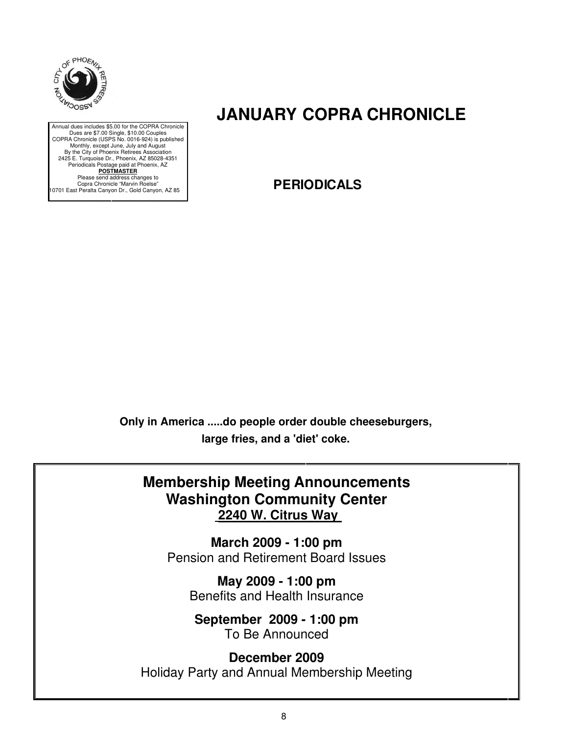Annual dues includes $5.00 for the COPRA Chronicle
Dues are $7.00 Single, $10.00 Couples
COPRA Chronicle (USPS No. 0016-924) is published
Monthly, except June, July and August
By the City of Phoenix Retirees Association
2425 E. Turquoise Dr., Phoenix, AZ 85028-4351
Periodicals Postage paid at Phoenix, AZ

**POSTMASTER**

Please send address changes to
Copra Chronicle "Marvin Roelse"
10701 East Peralta Canyon Dr., Gold Canyon, AZ 85

# JANUARY COPRA CHRONICLE

**PERIODICALS**

**Only in America .....do people order double cheeseburgers, large fries, and a 'diet' coke.**

## Membership Meeting Announcements
## Washington Community Center
**2240 W. Citrus Way**

**March 2009 - 1:00 pm**
Pension and Retirement Board Issues

**May 2009 - 1:00 pm**
Benefits and Health Insurance

**September 2009 - 1:00 pm**
To Be Announced

**December 2009**
Holiday Party and Annual Membership Meeting